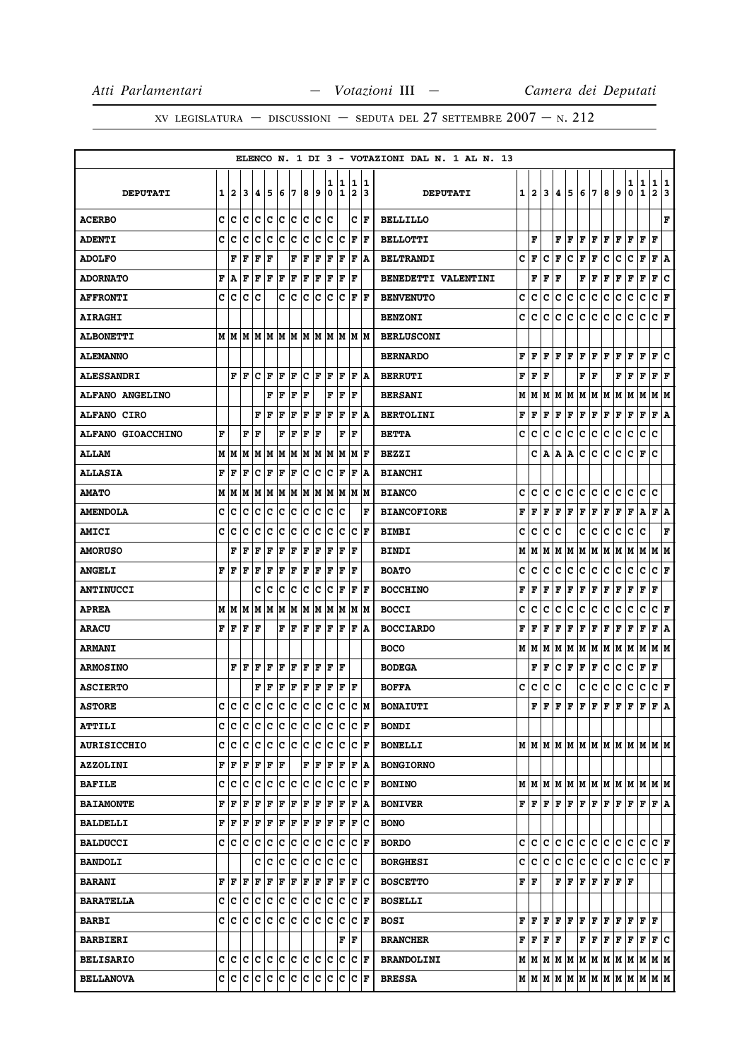XV LEGISLATURA — DISCUSSIONI — SEDUTA DEL 27 SETTEMBRE 2007 — N. 212

ELENCO N. 1 DI 3 - VOTAZIONI DAL N. 1 AL N. 13

| DEPUTATI | 1 | 2 | 3 | 4 | 5 | 6 | 7 | 8 | 9 | 10 | 11 | 12 | 13 | DEPUTATI | 1 | 2 | 3 | 4 | 5 | 6 | 7 | 8 | 9 | 10 | 11 | 12 | 13 |
|---|---|---|---|---|---|---|---|---|---|---|---|---|---|---|---|---|---|---|---|---|---|---|---|---|---|---|---|
| ACERBO | C | C | C | C | C | C | C | C | C | C | | C | F | BELLILLO | | | | | | | | | | | | | F |
| ADENTI | C | C | C | C | C | C | C | C | C | C | C | F | F | BELLOTTI | | F | | F | F | F | F | F | F | F | F | F | |
| ADOLFO | | F | F | F | F | | F | F | F | F | F | F | A | BELTRANDI | C | F | C | F | C | F | F | C | C | C | F | F | A |
| ADORNATO | F | A | F | F | F | F | F | F | F | F | F | F | | BENEDETTI VALENTINI | | F | F | F | | F | F | F | F | F | F | F | C |
| AFFRONTI | C | C | C | C | | C | C | C | C | C | C | F | F | BENVENUTO | C | C | C | C | C | C | C | C | C | C | C | C | F |
| AIRAGHI | | | | | | | | | | | | | | BENZONI | C | C | C | C | C | C | C | C | C | C | C | C | F |
| ALBONETTI | M | M | M | M | M | M | M | M | M | M | M | M | M | BERLUSCONI | | | | | | | | | | | | | |
| ALEMANNO | | | | | | | | | | | | | | BERNARDO | F | F | F | F | F | F | F | F | F | F | F | F | C |
| ALESSANDRI | | F | F | C | F | F | F | C | F | F | F | F | A | BERRUTI | F | F | F | | | F | F | | F | F | F | F | F |
| ALFANO ANGELINO | | | | | F | F | F | F | | F | F | F | | BERSANI | M | M | M | M | M | M | M | M | M | M | M | M | M |
| ALFANO CIRO | | | | F | F | F | F | F | F | F | F | F | A | BERTOLINI | F | F | F | F | F | F | F | F | F | F | F | F | A |
| ALFANO GIOACCHINO | F | | F | F | | F | F | F | F | | F | F | | BETTA | C | C | C | C | C | C | C | C | C | C | C | C | |
| ALLAM | M | M | M | M | M | M | M | M | M | M | M | M | F | BEZZI | | C | A | A | A | C | C | C | C | C | F | C | |
| ALLASIA | F | F | F | C | F | F | F | C | C | C | F | F | A | BIANCHI | | | | | | | | | | | | | |
| AMATO | M | M | M | M | M | M | M | M | M | M | M | M | M | BIANCO | C | C | C | C | C | C | C | C | C | C | C | C | |
| AMENDOLA | C | C | C | C | C | C | C | C | C | C | C | | F | BIANCOFIORE | F | F | F | F | F | F | F | F | F | F | A | F | A |
| AMICI | C | C | C | C | C | C | C | C | C | C | C | C | F | BIMBI | C | C | C | C | | C | C | C | C | C | C | | F |
| AMORUSO | | F | F | F | F | F | F | F | F | F | F | F | | BINDI | M | M | M | M | M | M | M | M | M | M | M | M | M |
| ANGELI | F | F | F | F | F | F | F | F | F | F | F | F | | BOATO | C | C | C | C | C | C | C | C | C | C | C | C | F |
| ANTINUCCI | | | | C | C | C | C | C | C | C | F | F | F | BOCCHINO | F | F | F | F | F | F | F | F | F | F | F | F | |
| APREA | M | M | M | M | M | M | M | M | M | M | M | M | M | BOCCI | C | C | C | C | C | C | C | C | C | C | C | C | F |
| ARACU | F | F | F | F | | F | F | F | F | F | F | F | A | BOCCIARDO | F | F | F | F | F | F | F | F | F | F | F | F | A |
| ARMANI | | | | | | | | | | | | | | BOCO | M | M | M | M | M | M | M | M | M | M | M | M | M |
| ARMOSINO | | F | F | F | F | F | F | F | F | F | F | | | BODEGA | | F | F | C | F | F | F | C | C | C | F | F | |
| ASCIERTO | | | | F | F | F | F | F | F | F | F | F | | BOFFA | C | C | C | C | | C | C | C | C | C | C | C | F |
| ASTORE | C | C | C | C | C | C | C | C | C | C | C | C | M | BONAIUTI | | F | F | F | F | F | F | F | F | F | F | F | A |
| ATTILI | C | C | C | C | C | C | C | C | C | C | C | C | F | BONDI | | | | | | | | | | | | | |
| AURISICCHIO | C | C | C | C | C | C | C | C | C | C | C | C | F | BONELLI | M | M | M | M | M | M | M | M | M | M | M | M | M |
| AZZOLINI | F | F | F | F | F | F | | F | F | F | F | F | A | BONGIORNO | | | | | | | | | | | | | |
| BAFILE | C | C | C | C | C | C | C | C | C | C | C | C | F | BONINO | M | M | M | M | M | M | M | M | M | M | M | M | M |
| BAIAMONTE | F | F | F | F | F | F | F | F | F | F | F | F | A | BONIVER | F | F | F | F | F | F | F | F | F | F | F | F | A |
| BALDELLI | F | F | F | F | F | F | F | F | F | F | F | F | C | BONO | | | | | | | | | | | | | |
| BALDUCCI | C | C | C | C | C | C | C | C | C | C | C | C | F | BORDO | C | C | C | C | C | C | C | C | C | C | C | C | F |
| BANDOLI | | | | C | C | C | C | C | C | C | C | C | | BORGHESI | C | C | C | C | C | C | C | C | C | C | C | C | F |
| BARANI | F | F | F | F | F | F | F | F | F | F | F | F | C | BOSCETTO | F | F | | F | F | F | F | F | F | F | | | |
| BARATELLA | C | C | C | C | C | C | C | C | C | C | C | C | F | BOSELLI | | | | | | | | | | | | | |
| BARBI | C | C | C | C | C | C | C | C | C | C | C | C | F | BOSI | F | F | F | F | F | F | F | F | F | F | F | F | |
| BARBIERI | | | | | | | | | | | F | F | | BRANCHER | F | F | F | F | | F | F | F | F | F | F | F | C |
| BELISARIO | C | C | C | C | C | C | C | C | C | C | C | C | F | BRANDOLINI | M | M | M | M | M | M | M | M | M | M | M | M | M |
| BELLANOVA | C | C | C | C | C | C | C | C | C | C | C | C | F | BRESSA | M | M | M | M | M | M | M | M | M | M | M | M | M |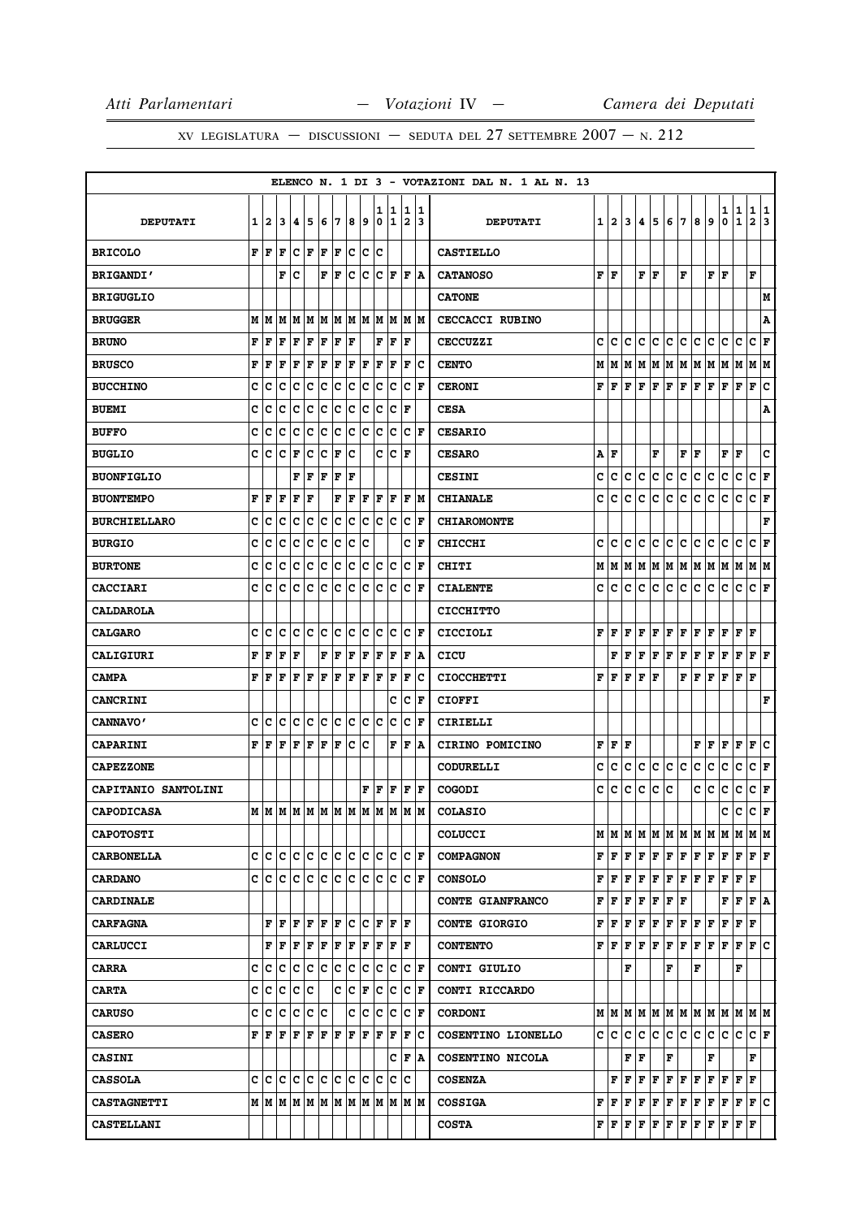ELENCO N. 1 DI 3 - VOTAZIONI DAL N. 1 AL N. 13

| DEPUTATI | 1 | 2 | 3 | 4 | 5 | 6 | 7 | 8 | 9 | 10 | 11 | 12 | 13 | DEPUTATI | 1 | 2 | 3 | 4 | 5 | 6 | 7 | 8 | 9 | 10 | 11 | 12 | 13 |
|---|---|---|---|---|---|---|---|---|---|---|---|---|---|---|---|---|---|---|---|---|---|---|---|---|---|---|---|
| BRICOLO | F | F | F | C | F | F | F | C | C | C | | | | CASTIELLO | | | | | | | | | | | | | |
| BRIGANDI' | | | F | C | | F | F | C | C | C | F | F | A | CATANOSO | F | F | | F | F | | F | | F | F | | F | |
| BRIGUGLIO | | | | | | | | | | | | | | CATONE | | | | | | | | | | | | | M |
| BRUGGER | M | M | M | M | M | M | M | M | M | M | M | M | M | CECCACCI RUBINO | | | | | | | | | | | | | A |
| BRUNO | F | F | F | F | F | F | F | F | | F | F | F | | CECCUZZI | C | C | C | C | C | C | C | C | C | C | C | C | F |
| BRUSCO | F | F | F | F | F | F | F | F | F | F | F | F | C | CENTO | M | M | M | M | M | M | M | M | M | M | M | M | M |
| BUCCHINO | C | C | C | C | C | C | C | C | C | C | C | C | F | CERONI | F | F | F | F | F | F | F | F | F | F | F | F | C |
| BUEMI | C | C | C | C | C | C | C | C | C | C | C | F | | CESA | | | | | | | | | | | | | A |
| BUFFO | C | C | C | C | C | C | C | C | C | C | C | C | F | CESARIO | | | | | | | | | | | | | |
| BUGLIO | C | C | C | F | C | C | F | C | | C | C | F | | CESARO | A | F | | | F | | F | F | | F | F | | C |
| BUONFIGLIO | | | | F | F | F | F | F | | | | | | CESINI | C | C | C | C | C | C | C | C | C | C | C | C | F |
| BUONTEMPO | F | F | F | F | F | | F | F | F | F | F | F | M | CHIANALE | C | C | C | C | C | C | C | C | C | C | C | C | F |
| BURCHIELLARO | C | C | C | C | C | C | C | C | C | C | C | C | F | CHIAROMONTE | | | | | | | | | | | | | F |
| BURGIO | C | C | C | C | C | C | C | C | C | | | C | F | CHICCHI | C | C | C | C | C | C | C | C | C | C | C | C | F |
| BURTONE | C | C | C | C | C | C | C | C | C | C | C | C | F | CHITI | M | M | M | M | M | M | M | M | M | M | M | M | M |
| CACCIARI | C | C | C | C | C | C | C | C | C | C | C | C | F | CIALENTE | C | C | C | C | C | C | C | C | C | C | C | C | F |
| CALDAROLA | | | | | | | | | | | | | | CICCHITTO | | | | | | | | | | | | | |
| CALGARO | C | C | C | C | C | C | C | C | C | C | C | C | F | CICCIOLI | F | F | F | F | F | F | F | F | F | F | F | F | |
| CALIGIURI | F | F | F | F | | F | F | F | F | F | F | F | A | CICU | | F | F | F | F | F | F | F | F | F | F | F | F |
| CAMPA | F | F | F | F | F | F | F | F | F | F | F | F | C | CIOCCHETTI | F | F | F | F | F | | F | F | F | F | F | F | |
| CANCRINI | | | | | | | | | | | C | C | F | CIOFFI | | | | | | | | | | | | | F |
| CANNAVO' | C | C | C | C | C | C | C | C | C | C | C | C | F | CIRIELLI | | | | | | | | | | | | | |
| CAPARINI | F | F | F | F | F | F | F | C | C | | F | F | A | CIRINO POMICINO | F | F | F | | | | | F | F | F | F | F | C |
| CAPEZZONE | | | | | | | | | | | | | | CODURELLI | C | C | C | C | C | C | C | C | C | C | C | C | F |
| CAPITANIO SANTOLINI | | | | | | | | | F | F | F | F | F | COGODI | C | C | C | C | C | C | | C | C | C | C | C | F |
| CAPODICASA | M | M | M | M | M | M | M | M | M | M | M | M | M | COLASIO | | | | | | | | | | C | C | C | F |
| CAPOTOSTI | | | | | | | | | | | | | | COLUCCI | M | M | M | M | M | M | M | M | M | M | M | M | M |
| CARBONELLA | C | C | C | C | C | C | C | C | C | C | C | C | F | COMPAGNON | F | F | F | F | F | F | F | F | F | F | F | F | F |
| CARDANO | C | C | C | C | C | C | C | C | C | C | C | C | F | CONSOLO | F | F | F | F | F | F | F | F | F | F | F | F | |
| CARDINALE | | | | | | | | | | | | | | CONTE GIANFRANCO | F | F | F | F | F | F | F | | | F | F | F | A |
| CARFAGNA | | F | F | F | F | F | F | C | C | F | F | F | | CONTE GIORGIO | F | F | F | F | F | F | F | F | F | F | F | F | |
| CARLUCCI | | F | F | F | F | F | F | F | F | F | F | F | | CONTENTO | F | F | F | F | F | F | F | F | F | F | F | F | C |
| CARRA | C | C | C | C | C | C | C | C | C | C | C | C | F | CONTI GIULIO | | | F | | | F | | F | | | F | | |
| CARTA | C | C | C | C | C | | C | C | F | C | C | C | F | CONTI RICCARDO | | | | | | | | | | | | | |
| CARUSO | C | C | C | C | C | C | | C | C | C | C | C | F | CORDONI | M | M | M | M | M | M | M | M | M | M | M | M | M |
| CASERO | F | F | F | F | F | F | F | F | F | F | F | F | C | COSENTINO LIONELLO | C | C | C | C | C | C | C | C | C | C | C | C | F |
| CASINI | | | | | | | | | | | C | F | A | COSENTINO NICOLA | | | F | F | | F | | | F | | | F | |
| CASSOLA | C | C | C | C | C | C | C | C | C | C | C | C | | COSENZA | | F | F | F | F | F | F | F | F | F | F | F | |
| CASTAGNETTI | M | M | M | M | M | M | M | M | M | M | M | M | M | COSSIGA | F | F | F | F | F | F | F | F | F | F | F | F | C |
| CASTELLANI | | | | | | | | | | | | | | COSTA | F | F | F | F | F | F | F | F | F | F | F | F | |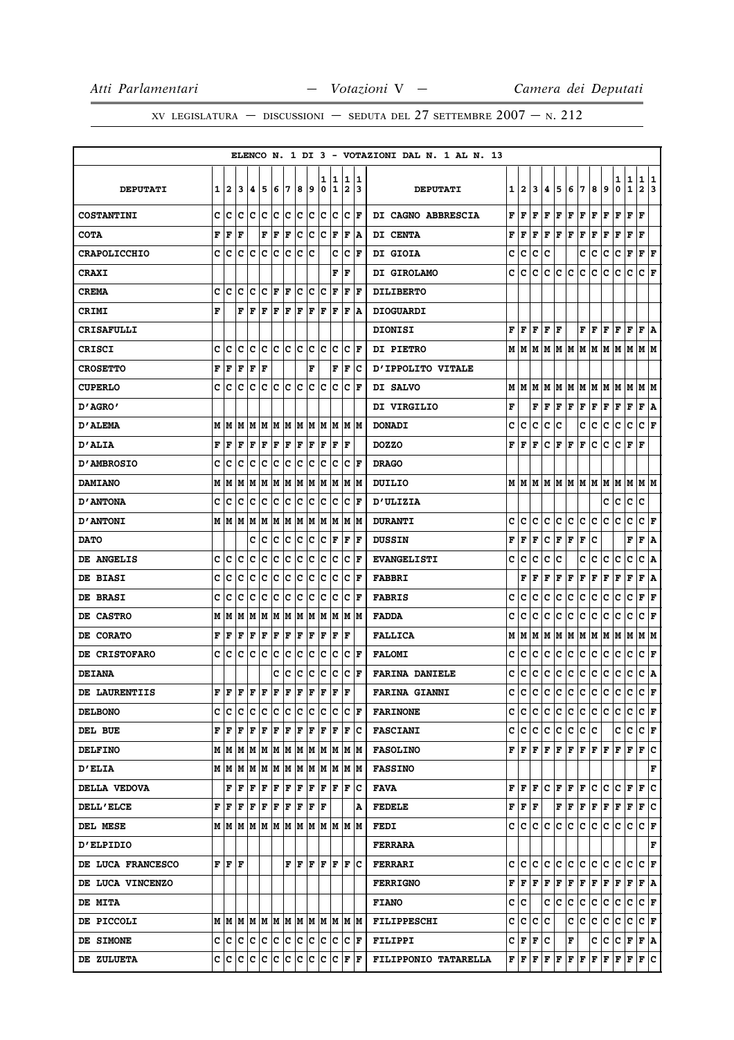ELENCO N. 1 DI 3 - VOTAZIONI DAL N. 1 AL N. 13

| DEPUTATI | 1 | 2 | 3 | 4 | 5 | 6 | 7 | 8 | 9 | 10 | 11 | 12 | 13 | DEPUTATI | 1 | 2 | 3 | 4 | 5 | 6 | 7 | 8 | 9 | 10 | 11 | 12 | 13 |
|---|---|---|---|---|---|---|---|---|---|---|---|---|---|---|---|---|---|---|---|---|---|---|---|---|---|---|---|
| COSTANTINI | C | C | C | C | C | C | C | C | C | C | C | C | F | DI CAGNO ABBRESCIA | F | F | F | F | F | F | F | F | F | F | F | F | |
| COTA | F | F | F | | F | F | F | C | C | C | F | F | A | DI CENTA | F | F | F | F | F | F | F | F | F | F | F | F | |
| CRAPOLICCHIO | C | C | C | C | C | C | C | C | C | | C | C | F | DI GIOIA | C | C | C | C | | | C | C | C | C | F | F | F |
| CRAXI | | | | | | | | | | | F | F | | DI GIROLAMO | C | C | C | C | C | C | C | C | C | C | C | C | F |
| CREMA | C | C | C | C | C | F | F | C | C | C | F | F | F | DILIBERTO | | | | | | | | | | | | | |
| CRIMI | F | | F | F | F | F | F | F | F | F | F | F | A | DIOGUARDI | | | | | | | | | | | | | |
| CRISAFULLI | | | | | | | | | | | | | | DIONISI | F | F | F | F | F | | F | F | F | F | F | F | A |
| CRISCI | C | C | C | C | C | C | C | C | C | C | C | C | F | DI PIETRO | M | M | M | M | M | M | M | M | M | M | M | M | M |
| CROSETTO | F | F | F | F | F | | | | F | | F | F | C | D'IPPOLITO VITALE | | | | | | | | | | | | | |
| CUPERLO | C | C | C | C | C | C | C | C | C | C | C | C | F | DI SALVO | M | M | M | M | M | M | M | M | M | M | M | M | M |
| D'AGRO' | | | | | | | | | | | | | | DI VIRGILIO | F | | F | F | F | F | F | F | F | F | F | F | A |
| D'ALEMA | M | M | M | M | M | M | M | M | M | M | M | M | M | DONADI | C | C | C | C | C | | C | C | C | C | C | C | F |
| D'ALIA | F | F | F | F | F | F | F | F | F | F | F | F | | DOZZO | F | F | F | C | F | F | F | C | C | C | F | F | |
| D'AMBROSIO | C | C | C | C | C | C | C | C | C | C | C | C | F | DRAGO | | | | | | | | | | | | | |
| DAMIANO | M | M | M | M | M | M | M | M | M | M | M | M | M | DUILIO | M | M | M | M | M | M | M | M | M | M | M | M | M |
| D'ANTONA | C | C | C | C | C | C | C | C | C | C | C | C | F | D'ULIZIA | | | | | | | | | C | C | C | C | |
| D'ANTONI | M | M | M | M | M | M | M | M | M | M | M | M | M | DURANTI | C | C | C | C | C | C | C | C | C | C | C | C | F |
| DATO | | | | C | C | C | C | C | C | C | F | F | F | DUSSIN | F | F | F | C | F | F | F | C | | | F | F | A |
| DE ANGELIS | C | C | C | C | C | C | C | C | C | C | C | C | F | EVANGELISTI | C | C | C | C | C | | C | C | C | C | C | C | A |
| DE BIASI | C | C | C | C | C | C | C | C | C | C | C | C | F | FABBRI | | F | F | F | F | F | F | F | F | F | F | F | A |
| DE BRASI | C | C | C | C | C | C | C | C | C | C | C | C | F | FABRIS | C | C | C | C | C | C | C | C | C | C | C | F | F |
| DE CASTRO | M | M | M | M | M | M | M | M | M | M | M | M | M | FADDA | C | C | C | C | C | C | C | C | C | C | C | C | F |
| DE CORATO | F | F | F | F | F | F | F | F | F | F | F | F | | FALLICA | M | M | M | M | M | M | M | M | M | M | M | M | M |
| DE CRISTOFARO | C | C | C | C | C | C | C | C | C | C | C | C | F | FALOMI | C | C | C | C | C | C | C | C | C | C | C | C | F |
| DEIANA | | | | | | C | C | C | C | C | C | C | F | FARINA DANIELE | C | C | C | C | C | C | C | C | C | C | C | C | A |
| DE LAURENTIIS | F | F | F | F | F | F | F | F | F | F | F | F | | FARINA GIANNI | C | C | C | C | C | C | C | C | C | C | C | C | F |
| DELBONO | C | C | C | C | C | C | C | C | C | C | C | C | F | FARINONE | C | C | C | C | C | C | C | C | C | C | C | C | F |
| DEL BUE | F | F | F | F | F | F | F | F | F | F | F | F | C | FASCIANI | C | C | C | C | C | C | C | C | | C | C | C | F |
| DELFINO | M | M | M | M | M | M | M | M | M | M | M | M | M | FASOLINO | F | F | F | F | F | F | F | F | F | F | F | F | C |
| D'ELIA | M | M | M | M | M | M | M | M | M | M | M | M | M | FASSINO | | | | | | | | | | | | | F |
| DELLA VEDOVA | | F | F | F | F | F | F | F | F | F | F | F | C | FAVA | F | F | F | C | F | F | F | C | C | C | F | F | C |
| DELL'ELCE | F | F | F | F | F | F | F | F | F | F | | | A | FEDELE | F | F | F | | F | F | F | F | F | F | F | F | C |
| DEL MESE | M | M | M | M | M | M | M | M | M | M | M | M | M | FEDI | C | C | C | C | C | C | C | C | C | C | C | C | F |
| D'ELPIDIO | | | | | | | | | | | | | | FERRARA | | | | | | | | | | | | | F |
| DE LUCA FRANCESCO | F | F | F | | | | F | F | F | F | F | F | C | FERRARI | C | C | C | C | C | C | C | C | C | C | C | C | F |
| DE LUCA VINCENZO | | | | | | | | | | | | | | FERRIGNO | F | F | F | F | F | F | F | F | F | F | F | F | A |
| DE MITA | | | | | | | | | | | | | | FIANO | C | C | | C | C | C | C | C | C | C | C | C | F |
| DE PICCOLI | M | M | M | M | M | M | M | M | M | M | M | M | M | FILIPPESCHI | C | C | C | C | | C | C | C | C | C | C | C | F |
| DE SIMONE | C | C | C | C | C | C | C | C | C | C | C | C | F | FILIPPI | C | F | F | C | | F | | C | C | C | F | F | A |
| DE ZULUETA | C | C | C | C | C | C | C | C | C | C | C | F | F | FILIPPONIO TATARELLA | F | F | F | F | F | F | F | F | F | F | F | F | C |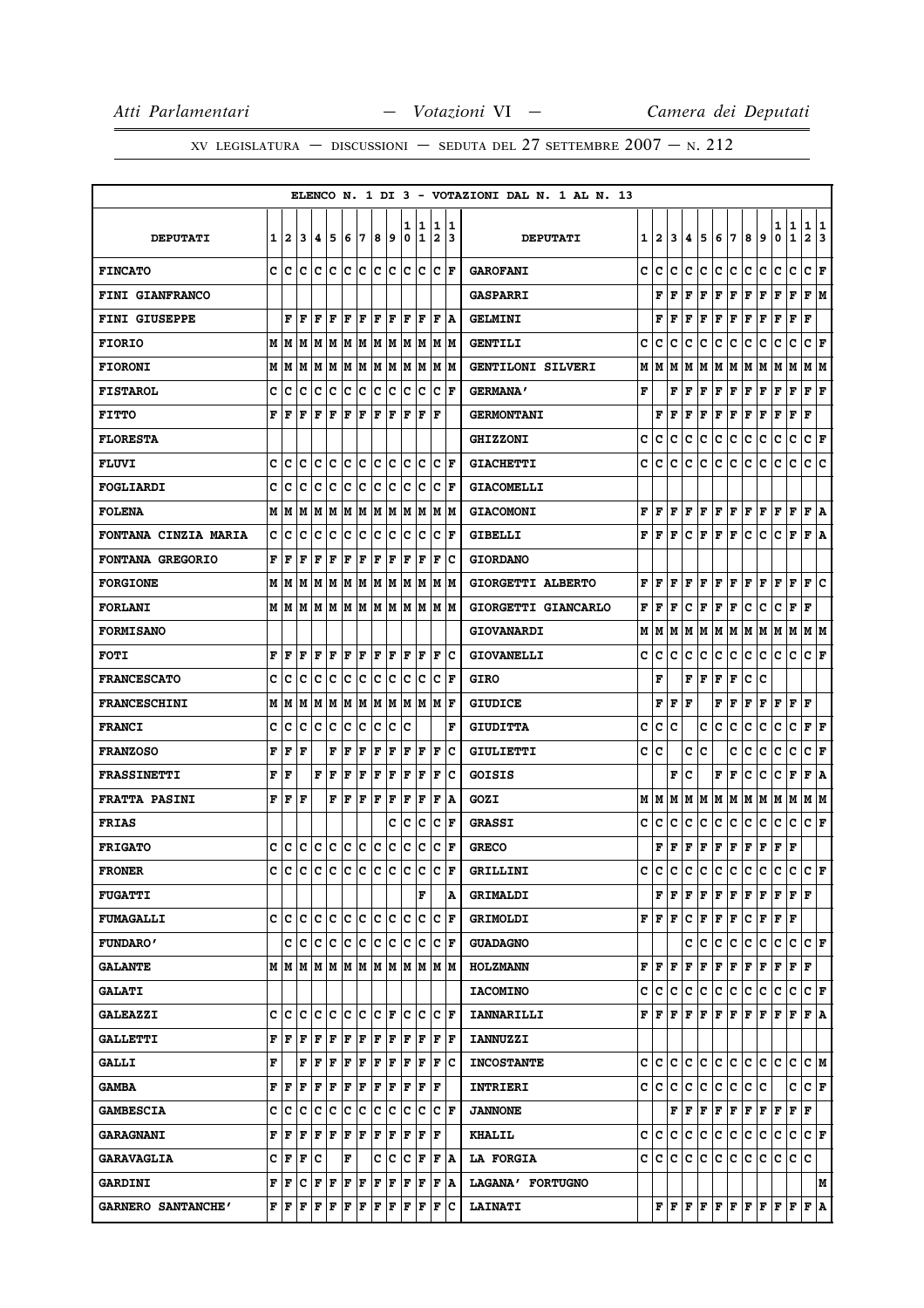ELENCO N. 1 DI 3 - VOTAZIONI DAL N. 1 AL N. 13

| DEPUTATI | 1 | 2 | 3 | 4 | 5 | 6 | 7 | 8 | 9 | 10 | 11 | 12 | 13 | DEPUTATI | 1 | 2 | 3 | 4 | 5 | 6 | 7 | 8 | 9 | 10 | 11 | 12 | 13 |
|---|---|---|---|---|---|---|---|---|---|---|---|---|---|---|---|---|---|---|---|---|---|---|---|---|---|---|---|
| FINCATO | C | C | C | C | C | C | C | C | C | C | C | C | F | GAROFANI | C | C | C | C | C | C | C | C | C | C | C | C | F |
| FINI GIANFRANCO | | | | | | | | | | | | | | GASPARRI | | F | F | F | F | F | F | F | F | F | F | F | M |
| FINI GIUSEPPE | | F | F | F | F | F | F | F | F | F | F | F | A | GELMINI | | F | F | F | F | F | F | F | F | F | F | F | |
| FIORIO | M | M | M | M | M | M | M | M | M | M | M | M | M | GENTILI | C | C | C | C | C | C | C | C | C | C | C | C | F |
| FIORONI | M | M | M | M | M | M | M | M | M | M | M | M | M | GENTILONI SILVERI | M | M | M | M | M | M | M | M | M | M | M | M | M |
| FISTAROL | C | C | C | C | C | C | C | C | C | C | C | C | F | GERMANA' | F | | F | F | F | F | F | F | F | F | F | F | F |
| FITTO | F | F | F | F | F | F | F | F | F | F | F | F | | GERMONTANI | | F | F | F | F | F | F | F | F | F | F | F | |
| FLORESTA | | | | | | | | | | | | | | GHIZZONI | C | C | C | C | C | C | C | C | C | C | C | C | F |
| FLUVI | C | C | C | C | C | C | C | C | C | C | C | C | F | GIACHETTI | C | C | C | C | C | C | C | C | C | C | C | C | C |
| FOGLIARDI | C | C | C | C | C | C | C | C | C | C | C | C | F | GIACOMELLI | | | | | | | | | | | | | |
| FOLENA | M | M | M | M | M | M | M | M | M | M | M | M | M | GIACOMONI | F | F | F | F | F | F | F | F | F | F | F | F | A |
| FONTANA CINZIA MARIA | C | C | C | C | C | C | C | C | C | C | C | C | F | GIBELLI | F | F | F | C | F | F | F | C | C | C | F | F | A |
| FONTANA GREGORIO | F | F | F | F | F | F | F | F | F | F | F | F | C | GIORDANO | | | | | | | | | | | | | |
| FORGIONE | M | M | M | M | M | M | M | M | M | M | M | M | M | GIORGETTI ALBERTO | F | F | F | F | F | F | F | F | F | F | F | F | C |
| FORLANI | M | M | M | M | M | M | M | M | M | M | M | M | M | GIORGETTI GIANCARLO | F | F | F | C | F | F | F | C | C | C | F | F | |
| FORMISANO | | | | | | | | | | | | | | GIOVANARDI | M | M | M | M | M | M | M | M | M | M | M | M | M |
| FOTI | F | F | F | F | F | F | F | F | F | F | F | F | C | GIOVANELLI | C | C | C | C | C | C | C | C | C | C | C | C | F |
| FRANCESCATO | C | C | C | C | C | C | C | C | C | C | C | C | F | GIRO | | F | | F | F | F | F | C | C | | | | |
| FRANCESCHINI | M | M | M | M | M | M | M | M | M | M | M | M | F | GIUDICE | | F | F | F | | F | F | F | F | F | F | F | |
| FRANCI | C | C | C | C | C | C | C | C | C | C | | | F | GIUDITTA | C | C | C | | C | C | C | C | C | C | C | F | F |
| FRANZOSO | F | F | F | | F | F | F | F | F | F | F | F | C | GIULIETTI | C | C | | C | C | | C | C | C | C | C | C | F |
| FRASSINETTI | F | F | | F | F | F | F | F | F | F | F | F | C | GOISIS | | | F | C | | F | F | C | C | C | F | F | A |
| FRATTA PASINI | F | F | F | | F | F | F | F | F | F | F | F | A | GOZI | M | M | M | M | M | M | M | M | M | M | M | M | M |
| FRIAS | | | | | | | | | C | C | C | C | F | GRASSI | C | C | C | C | C | C | C | C | C | C | C | C | F |
| FRIGATO | C | C | C | C | C | C | C | C | C | C | C | C | F | GRECO | | F | F | F | F | F | F | F | F | F | F | | |
| FRONER | C | C | C | C | C | C | C | C | C | C | C | C | F | GRILLINI | C | C | C | C | C | C | C | C | C | C | C | C | F |
| FUGATTI | | | | | | | | | | | F | | A | GRIMALDI | | F | F | F | F | F | F | F | F | F | F | F | |
| FUMAGALLI | C | C | C | C | C | C | C | C | C | C | C | C | F | GRIMOLDI | F | F | F | C | F | F | F | C | F | F | F | | |
| FUNDARO' | | C | C | C | C | C | C | C | C | C | C | C | F | GUADAGNO | | | | C | C | C | C | C | C | C | C | C | F |
| GALANTE | M | M | M | M | M | M | M | M | M | M | M | M | M | HOLZMANN | F | F | F | F | F | F | F | F | F | F | F | F | |
| GALATI | | | | | | | | | | | | | | IACOMINO | C | C | C | C | C | C | C | C | C | C | C | C | F |
| GALEAZZI | C | C | C | C | C | C | C | C | F | C | C | C | F | IANNARILLI | F | F | F | F | F | F | F | F | F | F | F | F | A |
| GALLETTI | F | F | F | F | F | F | F | F | F | F | F | F | F | IANNUZZI | | | | | | | | | | | | | |
| GALLI | F | | F | F | F | F | F | F | F | F | F | F | C | INCOSTANTE | C | C | C | C | C | C | C | C | C | C | C | C | M |
| GAMBA | F | F | F | F | F | F | F | F | F | F | F | F | | INTRIERI | C | C | C | C | C | C | C | C | C | | C | C | F |
| GAMBESCIA | C | C | C | C | C | C | C | C | C | C | C | C | F | JANNONE | | | F | F | F | F | F | F | F | F | F | F | |
| GARAGNANI | F | F | F | F | F | F | F | F | F | F | F | F | | KHALIL | C | C | C | C | C | C | C | C | C | C | C | C | F |
| GARAVAGLIA | C | F | F | C | | F | | C | C | C | F | F | A | LA FORGIA | C | C | C | C | C | C | C | C | C | C | C | C | |
| GARDINI | F | F | C | F | F | F | F | F | F | F | F | F | A | LAGANA' FORTUGNO | | | | | | | | | | | | | M |
| GARNERO SANTANCHE' | F | F | F | F | F | F | F | F | F | F | F | F | C | LAINATI | | F | F | F | F | F | F | F | F | F | F | F | A |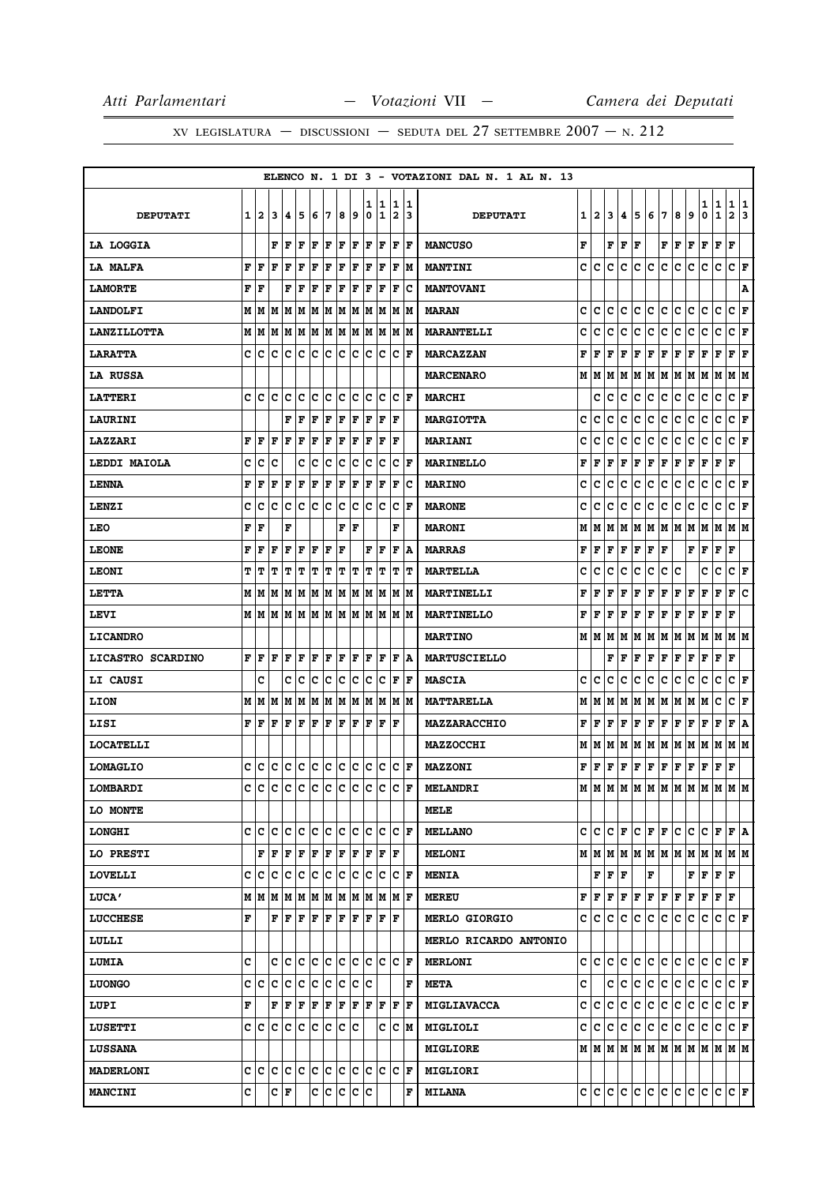XV LEGISLATURA — DISCUSSIONI — SEDUTA DEL 27 SETTEMBRE 2007 — N. 212

ELENCO N. 1 DI 3 - VOTAZIONI DAL N. 1 AL N. 13

| DEPUTATI | 1 | 2 | 3 | 4 | 5 | 6 | 7 | 8 | 9 | 10 | 11 | 12 | 13 | DEPUTATI | 1 | 2 | 3 | 4 | 5 | 6 | 7 | 8 | 9 | 10 | 11 | 12 | 13 |
|---|---|---|---|---|---|---|---|---|---|---|---|---|---|---|---|---|---|---|---|---|---|---|---|---|---|---|---|
| LA LOGGIA | | | F | F | F | F | F | F | F | F | F | F | F | MANCUSO | F | | F | F | F | | F | F | F | F | F | F | |
| LA MALFA | F | F | F | F | F | F | F | F | F | F | F | F | M | MANTINI | C | C | C | C | C | C | C | C | C | C | C | C | F |
| LAMORTE | F | F | | F | F | F | F | F | F | F | F | F | C | MANTOVANI | | | | | | | | | | | | | A |
| LANDOLFI | M | M | M | M | M | M | M | M | M | M | M | M | M | MARAN | C | C | C | C | C | C | C | C | C | C | C | C | F |
| LANZILLOTTA | M | M | M | M | M | M | M | M | M | M | M | M | M | MARANTELLI | C | C | C | C | C | C | C | C | C | C | C | C | F |
| LARATTA | C | C | C | C | C | C | C | C | C | C | C | C | F | MARCAZZAN | F | F | F | F | F | F | F | F | F | F | F | F | F |
| LA RUSSA | | | | | | | | | | | | | | MARCENARO | M | M | M | M | M | M | M | M | M | M | M | M | M |
| LATTERI | C | C | C | C | C | C | C | C | C | C | C | C | F | MARCHI | | C | C | C | C | C | C | C | C | C | C | C | F |
| LAURINI | | | | F | F | F | F | F | F | F | F | F | | MARGIOTTA | C | C | C | C | C | C | C | C | C | C | C | C | F |
| LAZZARI | F | F | F | F | F | F | F | F | F | F | F | F | | MARIANI | C | C | C | C | C | C | C | C | C | C | C | C | F |
| LEDDI MAIOLA | C | C | C | | C | C | C | C | C | C | C | C | F | MARINELLO | F | F | F | F | F | F | F | F | F | F | F | F | |
| LENNA | F | F | F | F | F | F | F | F | F | F | F | F | C | MARINO | C | C | C | C | C | C | C | C | C | C | C | C | F |
| LENZI | C | C | C | C | C | C | C | C | C | C | C | C | F | MARONE | C | C | C | C | C | C | C | C | C | C | C | C | F |
| LEO | F | F | | F | | | | F | F | | | F | | MARONI | M | M | M | M | M | M | M | M | M | M | M | M | M |
| LEONE | F | F | F | F | F | F | F | F | | F | F | F | A | MARRAS | F | F | F | F | F | F | F | | F | F | F | F | |
| LEONI | T | T | T | T | T | T | T | T | T | T | T | T | T | MARTELLA | C | C | C | C | C | C | C | C | | C | C | C | F |
| LETTA | M | M | M | M | M | M | M | M | M | M | M | M | M | MARTINELLI | F | F | F | F | F | F | F | F | F | F | F | F | C |
| LEVI | M | M | M | M | M | M | M | M | M | M | M | M | M | MARTINELLO | F | F | F | F | F | F | F | F | F | F | F | F | |
| LICANDRO | | | | | | | | | | | | | | MARTINO | M | M | M | M | M | M | M | M | M | M | M | M | M |
| LICASTRO SCARDINO | F | F | F | F | F | F | F | F | F | F | F | F | A | MARTUSCIELLO | | | F | F | F | F | F | F | F | F | F | F | |
| LI CAUSI | | C | | C | C | C | C | C | C | C | C | F | F | MASCIA | C | C | C | C | C | C | C | C | C | C | C | C | F |
| LION | M | M | M | M | M | M | M | M | M | M | M | M | M | MATTARELLA | M | M | M | M | M | M | M | M | M | M | C | C | F |
| LISI | F | F | F | F | F | F | F | F | F | F | F | F | | MAZZARACCHIO | F | F | F | F | F | F | F | F | F | F | F | F | A |
| LOCATELLI | | | | | | | | | | | | | | MAZZOCCHI | M | M | M | M | M | M | M | M | M | M | M | M | M |
| LOMAGLIO | C | C | C | C | C | C | C | C | C | C | C | C | F | MAZZONI | F | F | F | F | F | F | F | F | F | F | F | F | |
| LOMBARDI | C | C | C | C | C | C | C | C | C | C | C | C | F | MELANDRI | M | M | M | M | M | M | M | M | M | M | M | M | M |
| LO MONTE | | | | | | | | | | | | | | MELE | | | | | | | | | | | | | |
| LONGHI | C | C | C | C | C | C | C | C | C | C | C | C | F | MELLANO | C | C | C | F | C | F | F | C | C | C | F | F | A |
| LO PRESTI | | F | F | F | F | F | F | F | F | F | F | F | | MELONI | M | M | M | M | M | M | M | M | M | M | M | M | M |
| LOVELLI | C | C | C | C | C | C | C | C | C | C | C | C | F | MENIA | | F | F | F | | F | | | F | F | F | F | |
| LUCA' | M | M | M | M | M | M | M | M | M | M | M | M | F | MEREU | F | F | F | F | F | F | F | F | F | F | F | F | |
| LUCCHESE | F | | F | F | F | F | F | F | F | F | F | F | | MERLO GIORGIO | C | C | C | C | C | C | C | C | C | C | C | C | F |
| LULLI | | | | | | | | | | | | | | MERLO RICARDO ANTONIO | | | | | | | | | | | | | |
| LUMIA | C | | C | C | C | C | C | C | C | C | C | C | F | MERLONI | C | C | C | C | C | C | C | C | C | C | C | C | F |
| LUONGO | C | C | C | C | C | C | C | C | C | C | | | F | META | C | | C | C | C | C | C | C | C | C | C | C | F |
| LUPI | F | | F | F | F | F | F | F | F | F | F | F | F | MIGLIAVACCA | C | C | C | C | C | C | C | C | C | C | C | C | F |
| LUSETTI | C | C | C | C | C | C | C | C | C | | C | C | M | MIGLIOLI | C | C | C | C | C | C | C | C | C | C | C | C | F |
| LUSSANA | | | | | | | | | | | | | | MIGLIORE | M | M | M | M | M | M | M | M | M | M | M | M | M |
| MADERLONI | C | C | C | C | C | C | C | C | C | C | C | C | F | MIGLIORI | | | | | | | | | | | | | |
| MANCINI | C | | C | F | | C | C | C | C | C | | | F | MILANA | C | C | C | C | C | C | C | C | C | C | C | C | F |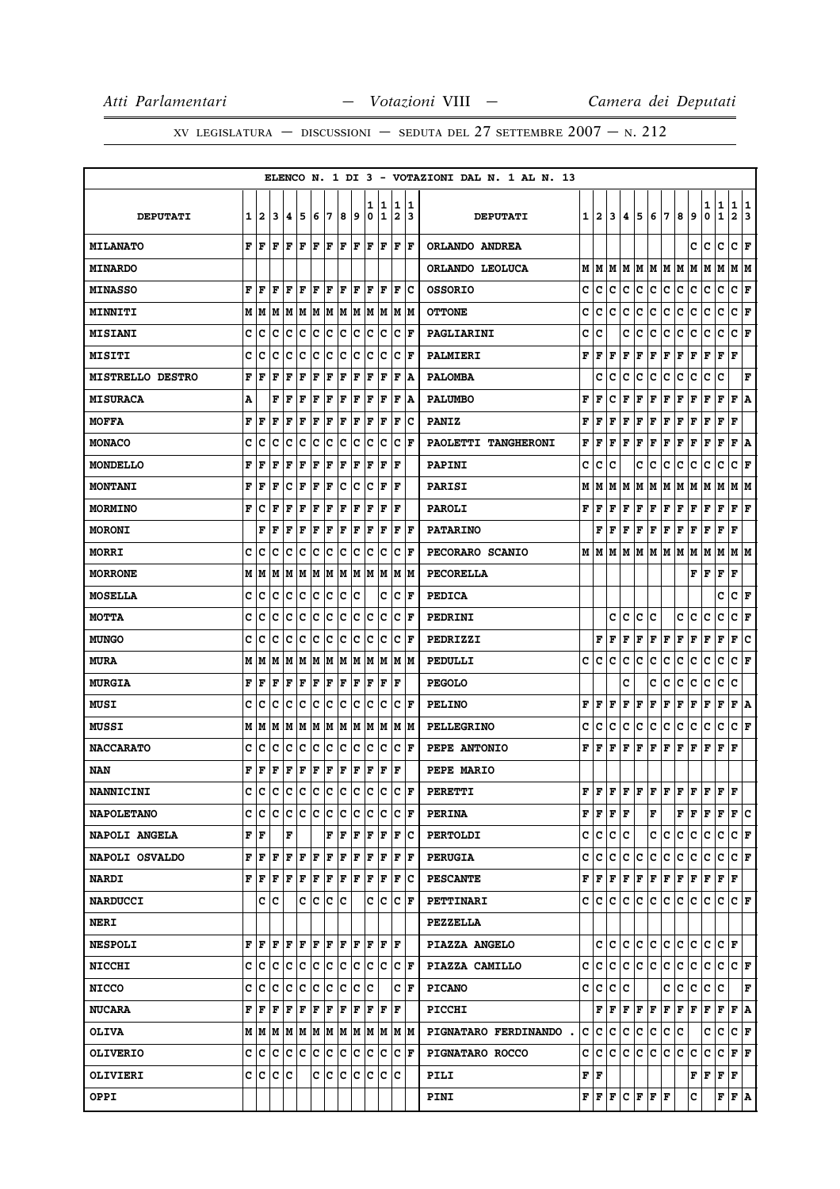ELENCO N. 1 DI 3 - VOTAZIONI DAL N. 1 AL N. 13

| DEPUTATI | 1 | 2 | 3 | 4 | 5 | 6 | 7 | 8 | 9 | 10 | 11 | 12 | 13 | DEPUTATI | 1 | 2 | 3 | 4 | 5 | 6 | 7 | 8 | 9 | 10 | 11 | 12 | 13 |
|---|---|---|---|---|---|---|---|---|---|---|---|---|---|---|---|---|---|---|---|---|---|---|---|---|---|---|---|
| MILANATO | F | F | F | F | F | F | F | F | F | F | F | F | F | ORLANDO ANDREA | | | | | | | | | C | C | C | C | F |
| MINARDO | | | | | | | | | | | | | | ORLANDO LEOLUCA | M | M | M | M | M | M | M | M | M | M | M | M | M |
| MINASSO | F | F | F | F | F | F | F | F | F | F | F | F | C | OSSORIO | C | C | C | C | C | C | C | C | C | C | C | C | F |
| MINNITI | M | M | M | M | M | M | M | M | M | M | M | M | M | OTTONE | C | C | C | C | C | C | C | C | C | C | C | C | F |
| MISIANI | C | C | C | C | C | C | C | C | C | C | C | C | F | PAGLIARINI | C | C | | C | C | C | C | C | C | C | C | C | F |
| MISITI | C | C | C | C | C | C | C | C | C | C | C | C | F | PALMIERI | F | F | F | F | F | F | F | F | F | F | F | F | |
| MISTRELLO DESTRO | F | F | F | F | F | F | F | F | F | F | F | F | A | PALOMBA | | C | C | C | C | C | C | C | C | C | C | | F |
| MISURACA | A | | F | F | F | F | F | F | F | F | F | F | A | PALUMBO | F | F | C | F | F | F | F | F | F | F | F | F | A |
| MOFFA | F | F | F | F | F | F | F | F | F | F | F | F | C | PANIZ | F | F | F | F | F | F | F | F | F | F | F | F | |
| MONACO | C | C | C | C | C | C | C | C | C | C | C | C | F | PAOLETTI TANGHERONI | F | F | F | F | F | F | F | F | F | F | F | F | A |
| MONDELLO | F | F | F | F | F | F | F | F | F | F | F | F | | PAPINI | C | C | C | | | C | C | C | C | C | C | C | F |
| MONTANI | F | F | F | C | F | F | F | C | C | C | F | F | | PARISI | M | M | M | M | M | M | M | M | M | M | M | M | M |
| MORMINO | F | C | F | F | F | F | F | F | F | F | F | F | | PAROLI | F | F | F | F | F | F | F | F | F | F | F | F | F |
| MORONI | | F | F | F | F | F | F | F | F | F | F | F | F | PATARINO | | F | F | F | F | F | F | F | F | F | F | F | |
| MORRI | C | C | C | C | C | C | C | C | C | C | C | C | F | PECORARO SCANIO | M | M | M | M | M | M | M | M | M | M | M | M | M |
| MORRONE | M | M | M | M | M | M | M | M | M | M | M | M | M | PECORELLA | | | | | | | | | F | F | F | F | |
| MOSELLA | C | C | C | C | C | C | C | C | C | | C | C | F | PEDICA | | | | | | | | | | | C | C | F |
| MOTTA | C | C | C | C | C | C | C | C | C | C | C | C | F | PEDRINI | | | C | C | C | C | | C | C | C | C | C | F |
| MUNGO | C | C | C | C | C | C | C | C | C | C | C | C | F | PEDRIZZI | | F | F | F | F | F | F | F | F | F | F | F | C |
| MURA | M | M | M | M | M | M | M | M | M | M | M | M | M | PEDULLI | C | C | C | C | C | C | C | C | C | C | C | C | F |
| MURGIA | F | F | F | F | F | F | F | F | F | F | F | F | | PEGOLO | | | | C | | C | C | C | C | C | C | C | |
| MUSI | C | C | C | C | C | C | C | C | C | C | C | C | F | PELINO | F | F | F | F | F | F | F | F | F | F | F | F | A |
| MUSSI | M | M | M | M | M | M | M | M | M | M | M | M | M | PELLEGRINO | C | C | C | C | C | C | C | C | C | C | C | C | F |
| NACCARATO | C | C | C | C | C | C | C | C | C | C | C | C | F | PEPE ANTONIO | F | F | F | F | F | F | F | F | F | F | F | F | |
| NAN | F | F | F | F | F | F | F | F | F | F | F | F | | PEPE MARIO | | | | | | | | | | | | | |
| NANNICINI | C | C | C | C | C | C | C | C | C | C | C | C | F | PERETTI | F | F | F | F | F | F | F | F | F | F | F | F | |
| NAPOLETANO | C | C | C | C | C | C | C | C | C | C | C | C | F | PERINA | F | F | F | F | | F | | F | F | F | F | F | C |
| NAPOLI ANGELA | F | F | | F | | | F | F | F | F | F | F | C | PERTOLDI | C | C | C | C | | C | C | C | C | C | C | C | F |
| NAPOLI OSVALDO | F | F | F | F | F | F | F | F | F | F | F | F | F | PERUGIA | C | C | C | C | C | C | C | C | C | C | C | C | F |
| NARDI | F | F | F | F | F | F | F | F | F | F | F | F | C | PESCANTE | F | F | F | F | F | F | F | F | F | F | F | F | |
| NARDUCCI | | C | C | | C | C | C | C | | C | C | C | F | PETTINARI | C | C | C | C | C | C | C | C | C | C | C | C | F |
| NERI | | | | | | | | | | | | | | PEZZELLA | | | | | | | | | | | | | |
| NESPOLI | F | F | F | F | F | F | F | F | F | F | F | F | | PIAZZA ANGELO | | C | C | C | C | C | C | C | C | C | C | F | |
| NICCHI | C | C | C | C | C | C | C | C | C | C | C | C | F | PIAZZA CAMILLO | C | C | C | C | C | C | C | C | C | C | C | C | F |
| NICCO | C | C | C | C | C | C | C | C | C | C | | C | F | PICANO | C | C | C | C | | | C | C | C | C | C | | F |
| NUCARA | F | F | F | F | F | F | F | F | F | F | F | F | | PICCHI | | F | F | F | F | F | F | F | F | F | F | F | A |
| OLIVA | M | M | M | M | M | M | M | M | M | M | M | M | M | PIGNATARO FERDINANDO . | C | C | C | C | C | C | C | C | | C | C | C | F |
| OLIVERIO | C | C | C | C | C | C | C | C | C | C | C | C | F | PIGNATARO ROCCO | C | C | C | C | C | C | C | C | C | C | C | F | F |
| OLIVIERI | C | C | C | C | | C | C | C | C | C | C | C | | PILI | F | F | | | | | | | F | F | F | F | |
| OPPI | | | | | | | | | | | | | | PINI | F | F | F | C | F | F | F | | C | | F | F | A |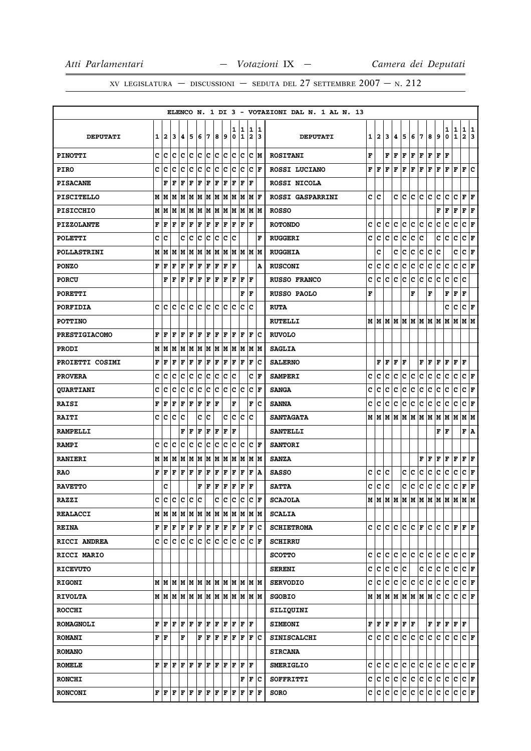ELENCO N. 1 DI 3 - VOTAZIONI DAL N. 1 AL N. 13

| DEPUTATI | 1 | 2 | 3 | 4 | 5 | 6 | 7 | 8 | 9 | 10 | 11 | 12 | 13 | DEPUTATI | 1 | 2 | 3 | 4 | 5 | 6 | 7 | 8 | 9 | 10 | 11 | 12 | 13 |
|---|---|---|---|---|---|---|---|---|---|---|---|---|---|---|---|---|---|---|---|---|---|---|---|---|---|---|---|
| PINOTTI | C | C | C | C | C | C | C | C | C | C | C | C | M | ROSITANI | F | | F | F | F | F | F | F | F | F | | | |
| PIRO | C | C | C | C | C | C | C | C | C | C | C | C | F | ROSSI LUCIANO | F | F | F | F | F | F | F | F | F | F | F | F | C |
| PISACANE | | F | F | F | F | F | F | F | F | F | F | F | | ROSSI NICOLA | | | | | | | | | | | | | |
| PISCITELLO | M | M | M | M | M | M | M | M | M | M | M | M | F | ROSSI GASPARRINI | C | C | | C | C | C | C | C | C | C | C | F | F |
| PISICCHIO | M | M | M | M | M | M | M | M | M | M | M | M | M | ROSSO | | | | | | | | | F | F | F | F | F |
| PIZZOLANTE | F | F | F | F | F | F | F | F | F | F | F | F | | ROTONDO | C | C | C | C | C | C | C | C | C | C | C | C | F |
| POLETTI | C | C | | C | C | C | C | C | C | C | | | F | RUGGERI | C | C | C | C | C | C | C | | C | C | C | C | F |
| POLLASTRINI | M | M | M | M | M | M | M | M | M | M | M | M | M | RUGGHIA | | C | | C | C | C | C | C | C | | C | C | F |
| PONZO | F | F | F | F | F | F | F | F | F | F | | | A | RUSCONI | C | C | C | C | C | C | C | C | C | C | C | C | F |
| PORCU | | F | F | F | F | F | F | F | F | F | F | F | | RUSSO FRANCO | C | C | C | C | C | C | C | C | C | C | C | C | |
| PORETTI | | | | | | | | | | | F | F | | RUSSO PAOLO | F | | | | | F | | F | | F | F | F | |
| PORFIDIA | C | C | C | C | C | C | C | C | C | C | C | C | | RUTA | | | | | | | | | | C | C | C | F |
| POTTINO | | | | | | | | | | | | | | RUTELLI | M | M | M | M | M | M | M | M | M | M | M | M | M |
| PRESTIGIACOMO | F | F | F | F | F | F | F | F | F | F | F | F | C | RUVOLO | | | | | | | | | | | | | |
| PRODI | M | M | M | M | M | M | M | M | M | M | M | M | M | SAGLIA | | | | | | | | | | | | | |
| PROIETTI COSIMI | F | F | F | F | F | F | F | F | F | F | F | F | C | SALERNO | | F | F | F | F | | F | F | F | F | F | F | |
| PROVERA | C | C | C | C | C | C | C | C | C | C | | C | F | SAMPERI | C | C | C | C | C | C | C | C | C | C | C | C | F |
| QUARTIANI | C | C | C | C | C | C | C | C | C | C | C | C | F | SANGA | C | C | C | C | C | C | C | C | C | C | C | C | F |
| RAISI | F | F | F | F | F | F | F | F | | F | | F | C | SANNA | C | C | C | C | C | C | C | C | C | C | C | C | F |
| RAITI | C | C | C | C | | C | C | | C | C | C | C | | SANTAGATA | M | M | M | M | M | M | M | M | M | M | M | M | M |
| RAMPELLI | | | | F | F | F | F | F | F | F | | | | SANTELLI | | | | | | | | | F | F | | F | A |
| RAMPI | C | C | C | C | C | C | C | C | C | C | C | C | F | SANTORI | | | | | | | | | | | | | |
| RANIERI | M | M | M | M | M | M | M | M | M | M | M | M | M | SANZA | | | | | | | F | F | F | F | F | F | F |
| RAO | F | F | F | F | F | F | F | F | F | F | F | F | A | SASSO | C | C | C | | C | C | C | C | C | C | C | C | F |
| RAVETTO | | C | | | | F | F | F | F | F | F | F | | SATTA | C | C | C | | C | C | C | C | C | C | C | F | F |
| RAZZI | C | C | C | C | C | C | | C | C | C | C | C | F | SCAJOLA | M | M | M | M | M | M | M | M | M | M | M | M | M |
| REALACCI | M | M | M | M | M | M | M | M | M | M | M | M | M | SCALIA | | | | | | | | | | | | | |
| REINA | F | F | F | F | F | F | F | F | F | F | F | F | C | SCHIETROMA | C | C | C | C | C | C | F | C | C | C | F | F | F |
| RICCI ANDREA | C | C | C | C | C | C | C | C | C | C | C | C | F | SCHIRRU | | | | | | | | | | | | | |
| RICCI MARIO | | | | | | | | | | | | | | SCOTTO | C | C | C | C | C | C | C | C | C | C | C | C | F |
| RICEVUTO | | | | | | | | | | | | | | SERENI | C | C | C | C | C | | C | C | C | C | C | C | F |
| RIGONI | M | M | M | M | M | M | M | M | M | M | M | M | M | SERVODIO | C | C | C | C | C | C | C | C | C | C | C | C | F |
| RIVOLTA | M | M | M | M | M | M | M | M | M | M | M | M | M | SGOBIO | M | M | M | M | M | M | M | M | C | C | C | C | F |
| ROCCHI | | | | | | | | | | | | | | SILIQUINI | | | | | | | | | | | | | |
| ROMAGNOLI | F | F | F | F | F | F | F | F | F | F | F | F | | SIMEONI | F | F | F | F | F | F | | F | F | F | F | F | |
| ROMANI | F | F | | F | | F | F | F | F | F | F | F | C | SINISCALCHI | C | C | C | C | C | C | C | C | C | C | C | C | F |
| ROMANO | | | | | | | | | | | | | | SIRCANA | | | | | | | | | | | | | |
| ROMELE | F | F | F | F | F | F | F | F | F | F | F | F | | SMERIGLIO | C | C | C | C | C | C | C | C | C | C | C | C | F |
| RONCHI | | | | | | | | | | | F | F | C | SOFFRITTI | C | C | C | C | C | C | C | C | C | C | C | C | F |
| RONCONI | F | F | F | F | F | F | F | F | F | F | F | F | F | SORO | C | C | C | C | C | C | C | C | C | C | C | C | F |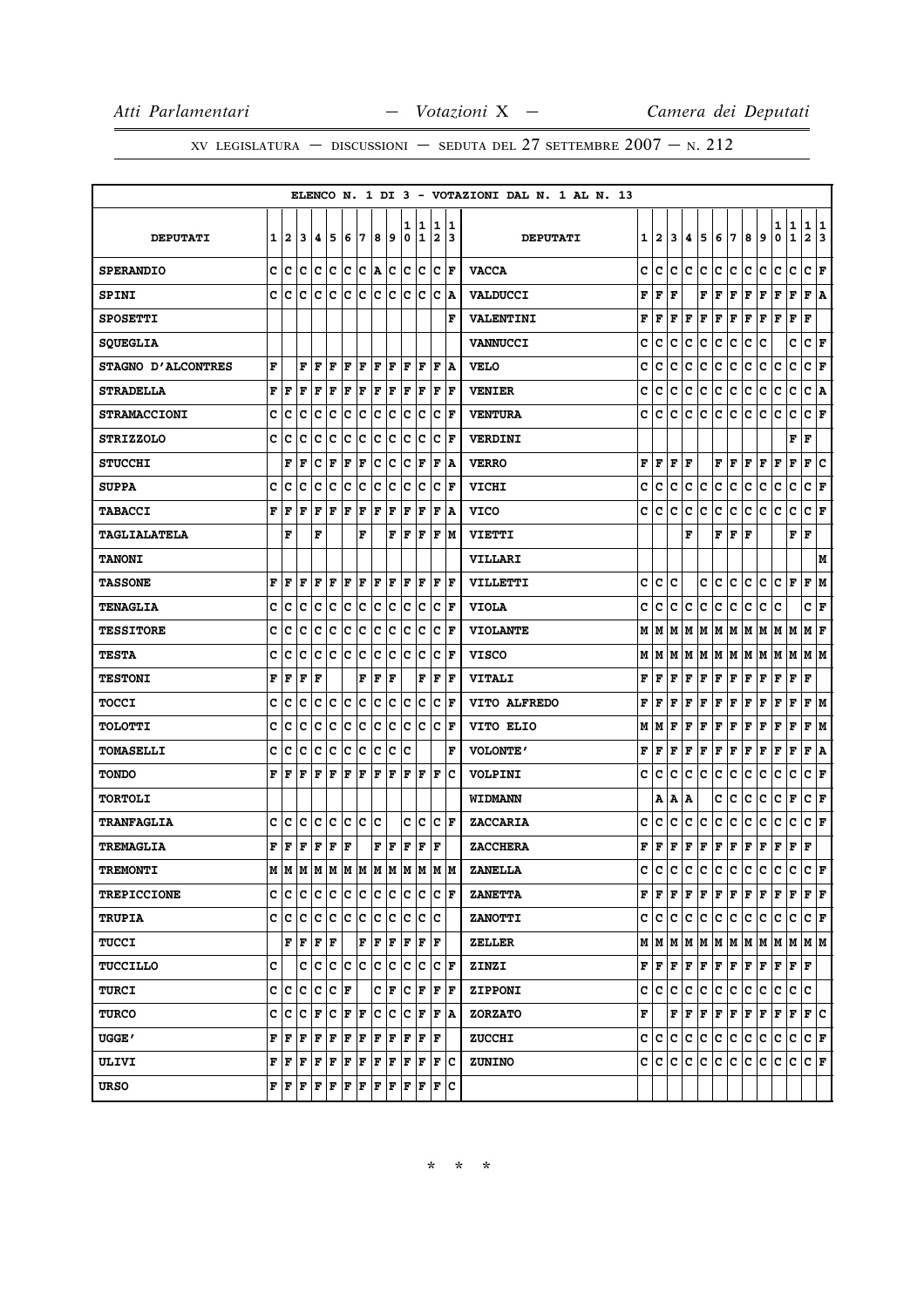ELENCO N. 1 DI 3 - VOTAZIONI DAL N. 1 AL N. 13

| DEPUTATI | 1 | 2 | 3 | 4 | 5 | 6 | 7 | 8 | 9 | 10 | 11 | 12 | 13 | DEPUTATI | 1 | 2 | 3 | 4 | 5 | 6 | 7 | 8 | 9 | 10 | 11 | 12 | 13 |
|---|---|---|---|---|---|---|---|---|---|---|---|---|---|---|---|---|---|---|---|---|---|---|---|---|---|---|---|
| **SPERANDIO** | C | C | C | C | C | C | C | A | C | C | C | C | F | **VACCA** | C | C | C | C | C | C | C | C | C | C | C | C | F |
| **SPINI** | C | C | C | C | C | C | C | C | C | C | C | C | A | **VALDUCCI** | F | F | F | | F | F | F | F | F | F | F | F | A |
| **SPOSETTI** | | | | | | | | | | | | | F | **VALENTINI** | F | F | F | F | F | F | F | F | F | F | F | F | |
| **SQUEGLIA** | | | | | | | | | | | | | | **VANNUCCI** | C | C | C | C | C | C | C | C | C | | C | C | F |
| **STAGNO D'ALCONTRES** | F | | F | F | F | F | F | F | F | F | F | F | A | **VELO** | C | C | C | C | C | C | C | C | C | C | C | C | F |
| **STRADELLA** | F | F | F | F | F | F | F | F | F | F | F | F | F | **VENIER** | C | C | C | C | C | C | C | C | C | C | C | C | A |
| **STRAMACCIONI** | C | C | C | C | C | C | C | C | C | C | C | C | F | **VENTURA** | C | C | C | C | C | C | C | C | C | C | C | C | F |
| **STRIZZOLO** | C | C | C | C | C | C | C | C | C | C | C | C | F | **VERDINI** | | | | | | | | | | | F | F | |
| **STUCCHI** | | F | F | C | F | F | F | C | C | C | F | F | A | **VERRO** | F | F | F | F | | F | F | F | F | F | F | F | C |
| **SUPPA** | C | C | C | C | C | C | C | C | C | C | C | C | F | **VICHI** | C | C | C | C | C | C | C | C | C | C | C | C | F |
| **TABACCI** | F | F | F | F | F | F | F | F | F | F | F | F | A | **VICO** | C | C | C | C | C | C | C | C | C | C | C | C | F |
| **TAGLIALATELA** | | F | | F | | | F | | F | F | F | F | M | **VIETTI** | | | | F | | F | F | F | | | F | F | |
| **TANONI** | | | | | | | | | | | | | | **VILLARI** | | | | | | | | | | | | | M |
| **TASSONE** | F | F | F | F | F | F | F | F | F | F | F | F | F | **VILLETTI** | C | C | C | | C | C | C | C | C | C | F | F | M |
| **TENAGLIA** | C | C | C | C | C | C | C | C | C | C | C | C | F | **VIOLA** | C | C | C | C | C | C | C | C | C | C | | C | F |
| **TESSITORE** | C | C | C | C | C | C | C | C | C | C | C | C | F | **VIOLANTE** | M | M | M | M | M | M | M | M | M | M | M | M | F |
| **TESTA** | C | C | C | C | C | C | C | C | C | C | C | C | F | **VISCO** | M | M | M | M | M | M | M | M | M | M | M | M | M |
| **TESTONI** | F | F | F | F | | | F | F | F | | F | F | F | **VITALI** | F | F | F | F | F | F | F | F | F | F | F | F | |
| **TOCCI** | C | C | C | C | C | C | C | C | C | C | C | C | F | **VITO ALFREDO** | F | F | F | F | F | F | F | F | F | F | F | F | M |
| **TOLOTTI** | C | C | C | C | C | C | C | C | C | C | C | C | F | **VITO ELIO** | M | M | F | F | F | F | F | F | F | F | F | F | M |
| **TOMASELLI** | C | C | C | C | C | C | C | C | C | C | | | F | **VOLONTE'** | F | F | F | F | F | F | F | F | F | F | F | F | A |
| **TONDO** | F | F | F | F | F | F | F | F | F | F | F | F | C | **VOLPINI** | C | C | C | C | C | C | C | C | C | C | C | C | F |
| **TORTOLI** | | | | | | | | | | | | | | **WIDMANN** | | A | A | A | | C | C | C | C | C | F | C | F |
| **TRANFAGLIA** | C | C | C | C | C | C | C | C | | C | C | C | F | **ZACCARIA** | C | C | C | C | C | C | C | C | C | C | C | C | F |
| **TREMAGLIA** | F | F | F | F | F | F | | F | F | F | F | F | | **ZACCHERA** | F | F | F | F | F | F | F | F | F | F | F | F | |
| **TREMONTI** | M | M | M | M | M | M | M | M | M | M | M | M | M | **ZANELLA** | C | C | C | C | C | C | C | C | C | C | C | C | F |
| **TREPICCIONE** | C | C | C | C | C | C | C | C | C | C | C | C | F | **ZANETTA** | F | F | F | F | F | F | F | F | F | F | F | F | F |
| **TRUPIA** | C | C | C | C | C | C | C | C | C | C | C | C | | **ZANOTTI** | C | C | C | C | C | C | C | C | C | C | C | C | F |
| **TUCCI** | | F | F | F | F | | F | F | F | F | F | F | | **ZELLER** | M | M | M | M | M | M | M | M | M | M | M | M | M |
| **TUCCILLO** | C | | C | C | C | C | C | C | C | C | C | C | F | **ZINZI** | F | F | F | F | F | F | F | F | F | F | F | F | |
| **TURCI** | C | C | C | C | C | F | | C | F | C | F | F | F | **ZIPPONI** | C | C | C | C | C | C | C | C | C | C | C | C | |
| **TURCO** | C | C | C | F | C | F | F | C | C | C | F | F | A | **ZORZATO** | F | | F | F | F | F | F | F | F | F | F | F | C |
| **UGGE'** | F | F | F | F | F | F | F | F | F | F | F | F | | **ZUCCHI** | C | C | C | C | C | C | C | C | C | C | C | C | F |
| **ULIVI** | F | F | F | F | F | F | F | F | F | F | F | F | C | **ZUNINO** | C | C | C | C | C | C | C | C | C | C | C | C | F |
| **URSO** | F | F | F | F | F | F | F | F | F | F | F | F | C | | | | | | | | | | | | | | |

\* \* \*